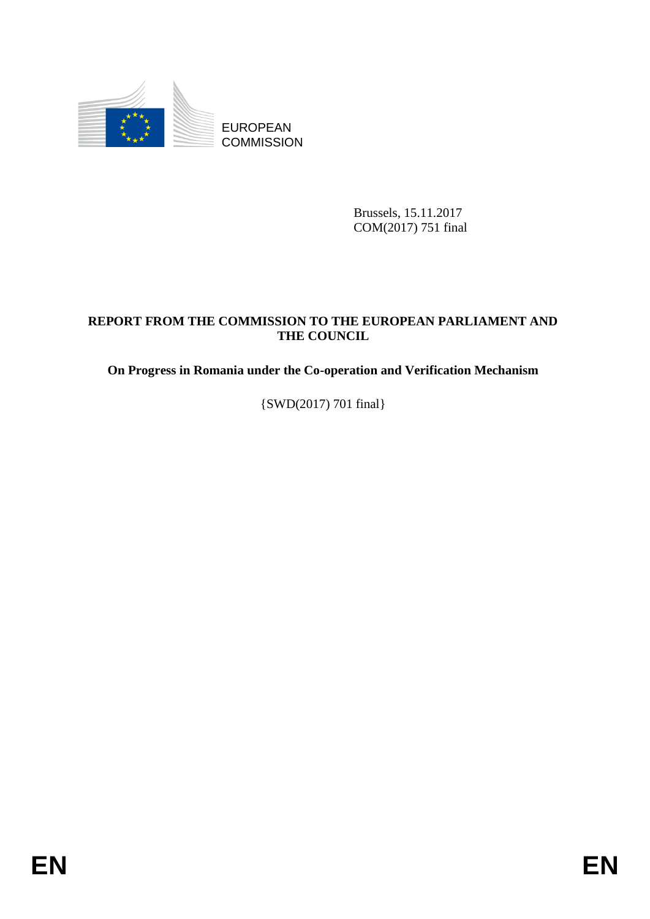EUROPEAN COMMISSION

Brussels, 15.11.2017
COM(2017) 751 final

**REPORT FROM THE COMMISSION TO THE EUROPEAN PARLIAMENT AND THE COUNCIL**

**On Progress in Romania under the Co-operation and Verification Mechanism**

{SWD(2017) 701 final}

EN EN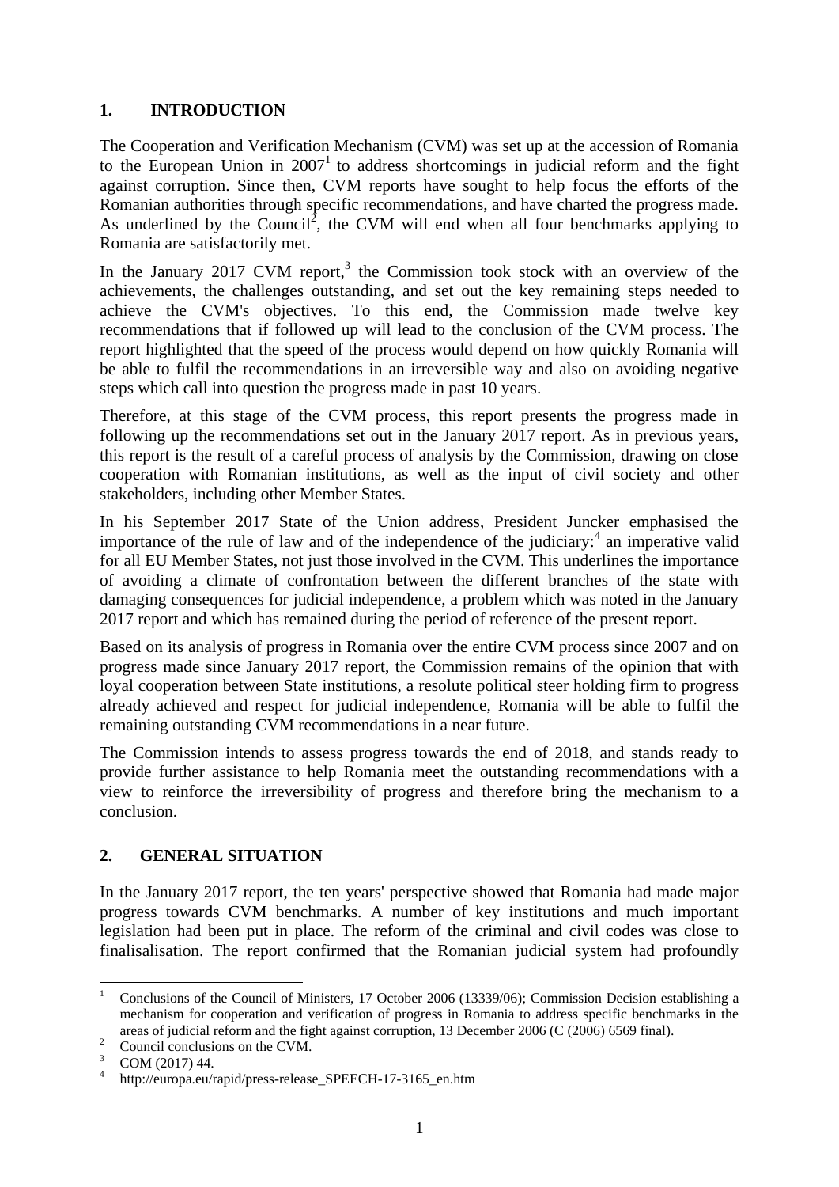## 1. INTRODUCTION

The Cooperation and Verification Mechanism (CVM) was set up at the accession of Romania to the European Union in 2007[1] to address shortcomings in judicial reform and the fight against corruption. Since then, CVM reports have sought to help focus the efforts of the Romanian authorities through specific recommendations, and have charted the progress made. As underlined by the Council[2], the CVM will end when all four benchmarks applying to Romania are satisfactorily met.

In the January 2017 CVM report,[3] the Commission took stock with an overview of the achievements, the challenges outstanding, and set out the key remaining steps needed to achieve the CVM's objectives. To this end, the Commission made twelve key recommendations that if followed up will lead to the conclusion of the CVM process. The report highlighted that the speed of the process would depend on how quickly Romania will be able to fulfil the recommendations in an irreversible way and also on avoiding negative steps which call into question the progress made in past 10 years.

Therefore, at this stage of the CVM process, this report presents the progress made in following up the recommendations set out in the January 2017 report. As in previous years, this report is the result of a careful process of analysis by the Commission, drawing on close cooperation with Romanian institutions, as well as the input of civil society and other stakeholders, including other Member States.

In his September 2017 State of the Union address, President Juncker emphasised the importance of the rule of law and of the independence of the judiciary:[4] an imperative valid for all EU Member States, not just those involved in the CVM. This underlines the importance of avoiding a climate of confrontation between the different branches of the state with damaging consequences for judicial independence, a problem which was noted in the January 2017 report and which has remained during the period of reference of the present report.

Based on its analysis of progress in Romania over the entire CVM process since 2007 and on progress made since January 2017 report, the Commission remains of the opinion that with loyal cooperation between State institutions, a resolute political steer holding firm to progress already achieved and respect for judicial independence, Romania will be able to fulfil the remaining outstanding CVM recommendations in a near future.

The Commission intends to assess progress towards the end of 2018, and stands ready to provide further assistance to help Romania meet the outstanding recommendations with a view to reinforce the irreversibility of progress and therefore bring the mechanism to a conclusion.

## 2. GENERAL SITUATION

In the January 2017 report, the ten years' perspective showed that Romania had made major progress towards CVM benchmarks. A number of key institutions and much important legislation had been put in place. The reform of the criminal and civil codes was close to finalisalisation. The report confirmed that the Romanian judicial system had profoundly

---

[1] Conclusions of the Council of Ministers, 17 October 2006 (13339/06); Commission Decision establishing a mechanism for cooperation and verification of progress in Romania to address specific benchmarks in the areas of judicial reform and the fight against corruption, 13 December 2006 (C (2006) 6569 final).

[2] Council conclusions on the CVM.

[3] COM (2017) 44.

[4] http://europa.eu/rapid/press-release_SPEECH-17-3165_en.htm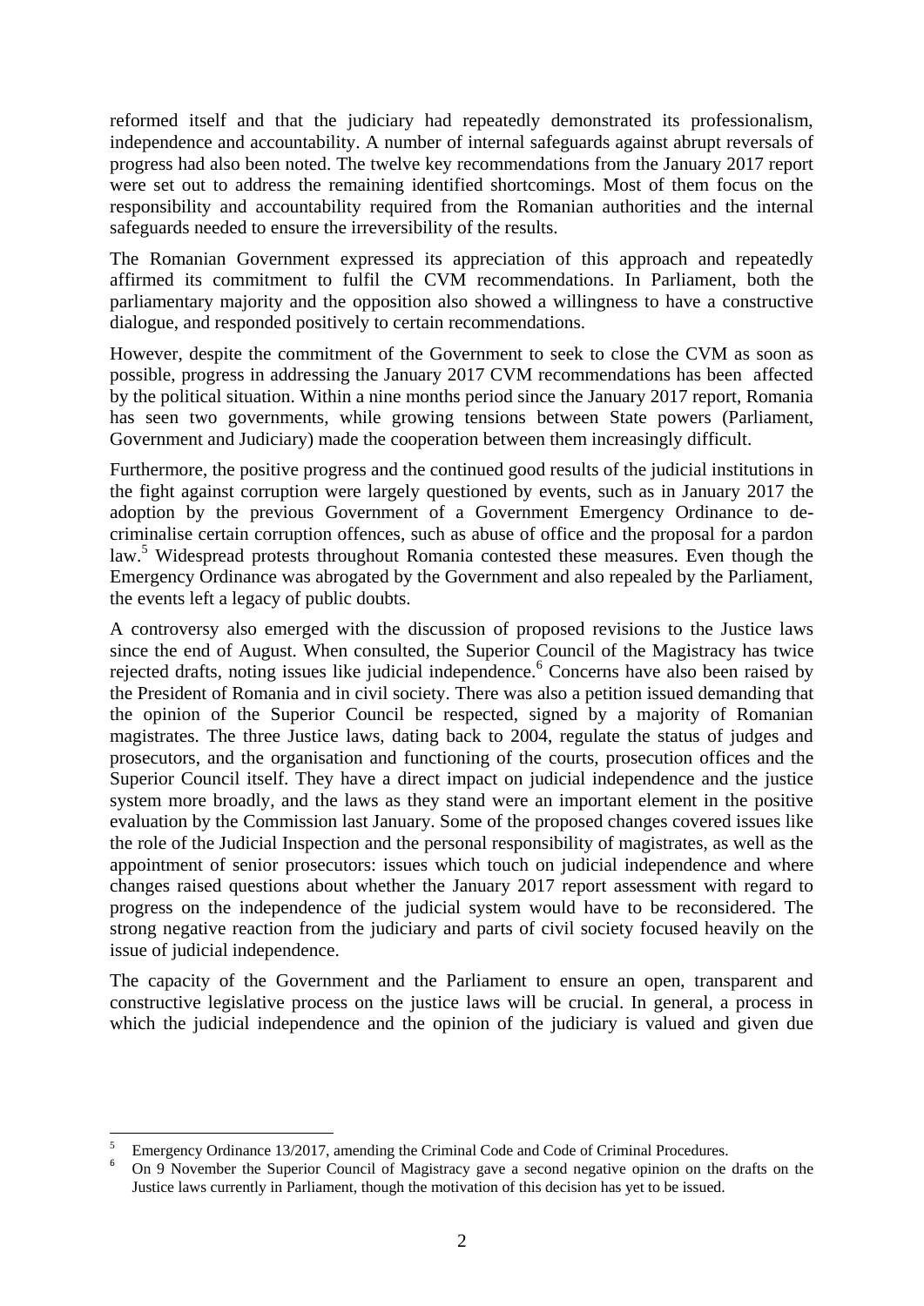reformed itself and that the judiciary had repeatedly demonstrated its professionalism, independence and accountability. A number of internal safeguards against abrupt reversals of progress had also been noted. The twelve key recommendations from the January 2017 report were set out to address the remaining identified shortcomings. Most of them focus on the responsibility and accountability required from the Romanian authorities and the internal safeguards needed to ensure the irreversibility of the results.

The Romanian Government expressed its appreciation of this approach and repeatedly affirmed its commitment to fulfil the CVM recommendations. In Parliament, both the parliamentary majority and the opposition also showed a willingness to have a constructive dialogue, and responded positively to certain recommendations.

However, despite the commitment of the Government to seek to close the CVM as soon as possible, progress in addressing the January 2017 CVM recommendations has been affected by the political situation. Within a nine months period since the January 2017 report, Romania has seen two governments, while growing tensions between State powers (Parliament, Government and Judiciary) made the cooperation between them increasingly difficult.

Furthermore, the positive progress and the continued good results of the judicial institutions in the fight against corruption were largely questioned by events, such as in January 2017 the adoption by the previous Government of a Government Emergency Ordinance to de-criminalise certain corruption offences, such as abuse of office and the proposal for a pardon law.[5] Widespread protests throughout Romania contested these measures. Even though the Emergency Ordinance was abrogated by the Government and also repealed by the Parliament, the events left a legacy of public doubts.

A controversy also emerged with the discussion of proposed revisions to the Justice laws since the end of August. When consulted, the Superior Council of the Magistracy has twice rejected drafts, noting issues like judicial independence.[6] Concerns have also been raised by the President of Romania and in civil society. There was also a petition issued demanding that the opinion of the Superior Council be respected, signed by a majority of Romanian magistrates. The three Justice laws, dating back to 2004, regulate the status of judges and prosecutors, and the organisation and functioning of the courts, prosecution offices and the Superior Council itself. They have a direct impact on judicial independence and the justice system more broadly, and the laws as they stand were an important element in the positive evaluation by the Commission last January. Some of the proposed changes covered issues like the role of the Judicial Inspection and the personal responsibility of magistrates, as well as the appointment of senior prosecutors: issues which touch on judicial independence and where changes raised questions about whether the January 2017 report assessment with regard to progress on the independence of the judicial system would have to be reconsidered. The strong negative reaction from the judiciary and parts of civil society focused heavily on the issue of judicial independence.

The capacity of the Government and the Parliament to ensure an open, transparent and constructive legislative process on the justice laws will be crucial. In general, a process in which the judicial independence and the opinion of the judiciary is valued and given due

---

[5] Emergency Ordinance 13/2017, amending the Criminal Code and Code of Criminal Procedures.

[6] On 9 November the Superior Council of Magistracy gave a second negative opinion on the drafts on the Justice laws currently in Parliament, though the motivation of this decision has yet to be issued.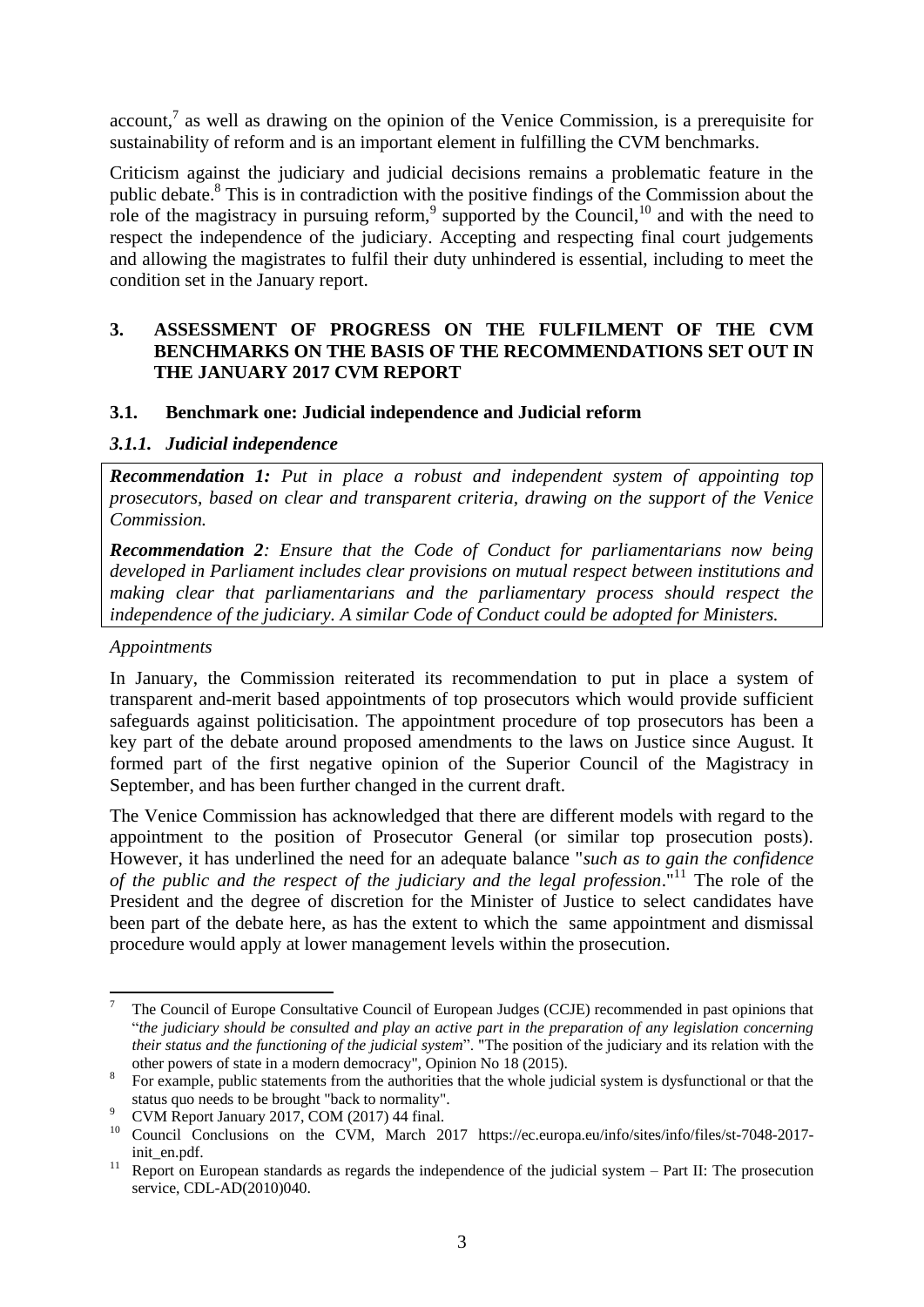account,[7] as well as drawing on the opinion of the Venice Commission, is a prerequisite for sustainability of reform and is an important element in fulfilling the CVM benchmarks.

Criticism against the judiciary and judicial decisions remains a problematic feature in the public debate.[8] This is in contradiction with the positive findings of the Commission about the role of the magistracy in pursuing reform,[9] supported by the Council,[10] and with the need to respect the independence of the judiciary. Accepting and respecting final court judgements and allowing the magistrates to fulfil their duty unhindered is essential, including to meet the condition set in the January report.

## 3. ASSESSMENT OF PROGRESS ON THE FULFILMENT OF THE CVM BENCHMARKS ON THE BASIS OF THE RECOMMENDATIONS SET OUT IN THE JANUARY 2017 CVM REPORT

### 3.1. Benchmark one: Judicial independence and Judicial reform

#### *3.1.1. Judicial independence*

***Recommendation 1:*** *Put in place a robust and independent system of appointing top prosecutors, based on clear and transparent criteria, drawing on the support of the Venice Commission.*

***Recommendation 2****: Ensure that the Code of Conduct for parliamentarians now being developed in Parliament includes clear provisions on mutual respect between institutions and making clear that parliamentarians and the parliamentary process should respect the independence of the judiciary. A similar Code of Conduct could be adopted for Ministers.*

*Appointments*

In January, the Commission reiterated its recommendation to put in place a system of transparent and-merit based appointments of top prosecutors which would provide sufficient safeguards against politicisation. The appointment procedure of top prosecutors has been a key part of the debate around proposed amendments to the laws on Justice since August. It formed part of the first negative opinion of the Superior Council of the Magistracy in September, and has been further changed in the current draft.

The Venice Commission has acknowledged that there are different models with regard to the appointment to the position of Prosecutor General (or similar top prosecution posts). However, it has underlined the need for an adequate balance "*such as to gain the confidence of the public and the respect of the judiciary and the legal profession*."[11] The role of the President and the degree of discretion for the Minister of Justice to select candidates have been part of the debate here, as has the extent to which the same appointment and dismissal procedure would apply at lower management levels within the prosecution.

---

[7] The Council of Europe Consultative Council of European Judges (CCJE) recommended in past opinions that "*the judiciary should be consulted and play an active part in the preparation of any legislation concerning their status and the functioning of the judicial system*". "The position of the judiciary and its relation with the other powers of state in a modern democracy", Opinion No 18 (2015).

[8] For example, public statements from the authorities that the whole judicial system is dysfunctional or that the status quo needs to be brought "back to normality".

[9] CVM Report January 2017, COM (2017) 44 final.

[10] Council Conclusions on the CVM, March 2017 https://ec.europa.eu/info/sites/info/files/st-7048-2017-init_en.pdf.

[11] Report on European standards as regards the independence of the judicial system – Part II: The prosecution service, CDL-AD(2010)040.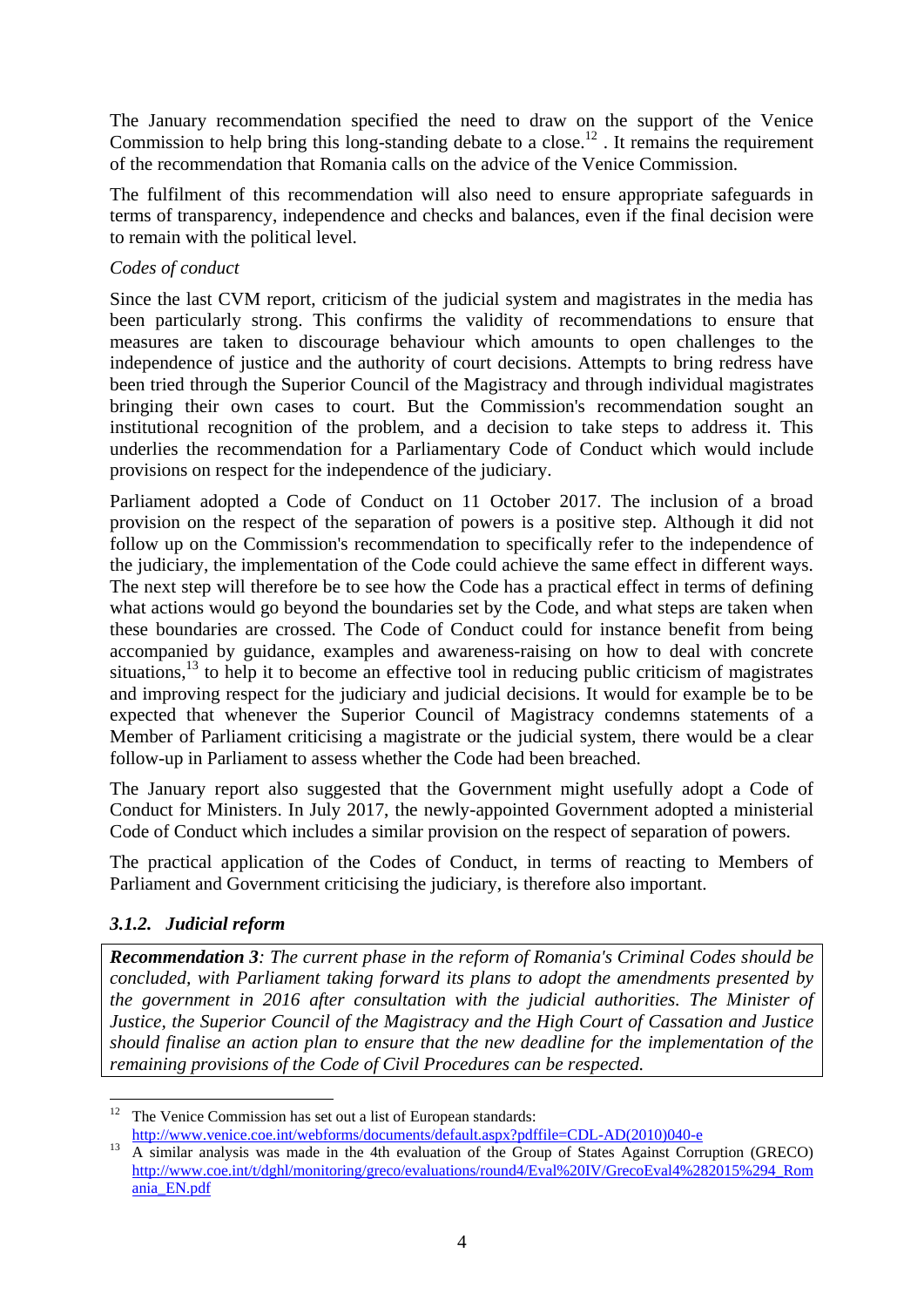The January recommendation specified the need to draw on the support of the Venice Commission to help bring this long-standing debate to a close.[12] . It remains the requirement of the recommendation that Romania calls on the advice of the Venice Commission.

The fulfilment of this recommendation will also need to ensure appropriate safeguards in terms of transparency, independence and checks and balances, even if the final decision were to remain with the political level.

*Codes of conduct*

Since the last CVM report, criticism of the judicial system and magistrates in the media has been particularly strong. This confirms the validity of recommendations to ensure that measures are taken to discourage behaviour which amounts to open challenges to the independence of justice and the authority of court decisions. Attempts to bring redress have been tried through the Superior Council of the Magistracy and through individual magistrates bringing their own cases to court. But the Commission's recommendation sought an institutional recognition of the problem, and a decision to take steps to address it. This underlies the recommendation for a Parliamentary Code of Conduct which would include provisions on respect for the independence of the judiciary.

Parliament adopted a Code of Conduct on 11 October 2017. The inclusion of a broad provision on the respect of the separation of powers is a positive step. Although it did not follow up on the Commission's recommendation to specifically refer to the independence of the judiciary, the implementation of the Code could achieve the same effect in different ways. The next step will therefore be to see how the Code has a practical effect in terms of defining what actions would go beyond the boundaries set by the Code, and what steps are taken when these boundaries are crossed. The Code of Conduct could for instance benefit from being accompanied by guidance, examples and awareness-raising on how to deal with concrete situations,[13] to help it to become an effective tool in reducing public criticism of magistrates and improving respect for the judiciary and judicial decisions. It would for example be to be expected that whenever the Superior Council of Magistracy condemns statements of a Member of Parliament criticising a magistrate or the judicial system, there would be a clear follow-up in Parliament to assess whether the Code had been breached.

The January report also suggested that the Government might usefully adopt a Code of Conduct for Ministers. In July 2017, the newly-appointed Government adopted a ministerial Code of Conduct which includes a similar provision on the respect of separation of powers.

The practical application of the Codes of Conduct, in terms of reacting to Members of Parliament and Government criticising the judiciary, is therefore also important.

### *3.1.2. Judicial reform*

> ***Recommendation 3****: The current phase in the reform of Romania's Criminal Codes should be concluded, with Parliament taking forward its plans to adopt the amendments presented by the government in 2016 after consultation with the judicial authorities. The Minister of Justice, the Superior Council of the Magistracy and the High Court of Cassation and Justice should finalise an action plan to ensure that the new deadline for the implementation of the remaining provisions of the Code of Civil Procedures can be respected.*

---

[12] The Venice Commission has set out a list of European standards: http://www.venice.coe.int/webforms/documents/default.aspx?pdffile=CDL-AD(2010)040-e

[13] A similar analysis was made in the 4th evaluation of the Group of States Against Corruption (GRECO) http://www.coe.int/t/dghl/monitoring/greco/evaluations/round4/Eval%20IV/GrecoEval4%282015%294_Romania_EN.pdf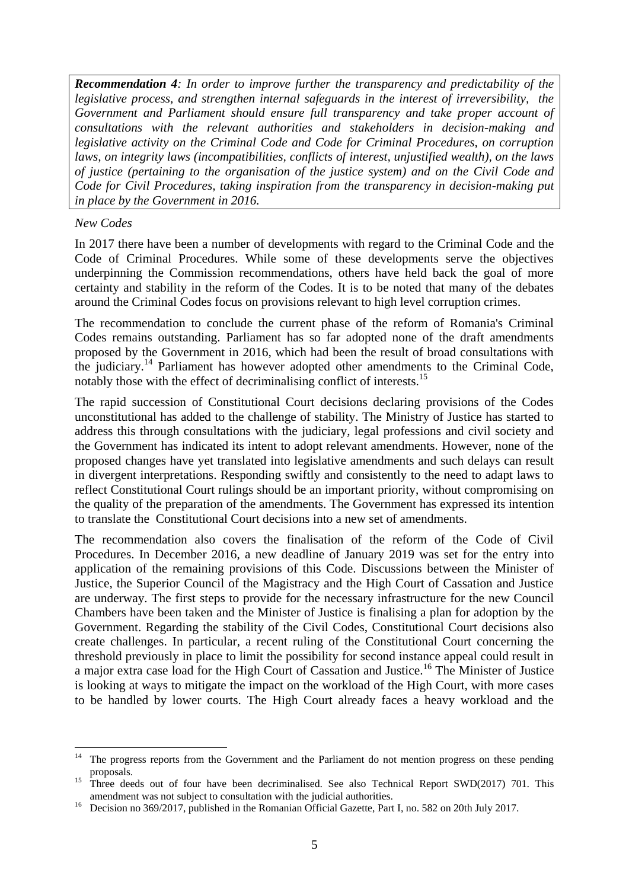***Recommendation 4**: In order to improve further the transparency and predictability of the legislative process, and strengthen internal safeguards in the interest of irreversibility, the Government and Parliament should ensure full transparency and take proper account of consultations with the relevant authorities and stakeholders in decision-making and legislative activity on the Criminal Code and Code for Criminal Procedures, on corruption laws, on integrity laws (incompatibilities, conflicts of interest, unjustified wealth), on the laws of justice (pertaining to the organisation of the justice system) and on the Civil Code and Code for Civil Procedures, taking inspiration from the transparency in decision-making put in place by the Government in 2016.*

*New Codes*

In 2017 there have been a number of developments with regard to the Criminal Code and the Code of Criminal Procedures. While some of these developments serve the objectives underpinning the Commission recommendations, others have held back the goal of more certainty and stability in the reform of the Codes. It is to be noted that many of the debates around the Criminal Codes focus on provisions relevant to high level corruption crimes.

The recommendation to conclude the current phase of the reform of Romania's Criminal Codes remains outstanding. Parliament has so far adopted none of the draft amendments proposed by the Government in 2016, which had been the result of broad consultations with the judiciary.[14] Parliament has however adopted other amendments to the Criminal Code, notably those with the effect of decriminalising conflict of interests.[15]

The rapid succession of Constitutional Court decisions declaring provisions of the Codes unconstitutional has added to the challenge of stability. The Ministry of Justice has started to address this through consultations with the judiciary, legal professions and civil society and the Government has indicated its intent to adopt relevant amendments. However, none of the proposed changes have yet translated into legislative amendments and such delays can result in divergent interpretations. Responding swiftly and consistently to the need to adapt laws to reflect Constitutional Court rulings should be an important priority, without compromising on the quality of the preparation of the amendments. The Government has expressed its intention to translate the Constitutional Court decisions into a new set of amendments.

The recommendation also covers the finalisation of the reform of the Code of Civil Procedures. In December 2016, a new deadline of January 2019 was set for the entry into application of the remaining provisions of this Code. Discussions between the Minister of Justice, the Superior Council of the Magistracy and the High Court of Cassation and Justice are underway. The first steps to provide for the necessary infrastructure for the new Council Chambers have been taken and the Minister of Justice is finalising a plan for adoption by the Government. Regarding the stability of the Civil Codes, Constitutional Court decisions also create challenges. In particular, a recent ruling of the Constitutional Court concerning the threshold previously in place to limit the possibility for second instance appeal could result in a major extra case load for the High Court of Cassation and Justice.[16] The Minister of Justice is looking at ways to mitigate the impact on the workload of the High Court, with more cases to be handled by lower courts. The High Court already faces a heavy workload and the

---

[14] The progress reports from the Government and the Parliament do not mention progress on these pending proposals.

[15] Three deeds out of four have been decriminalised. See also Technical Report SWD(2017) 701. This amendment was not subject to consultation with the judicial authorities.

[16] Decision no 369/2017, published in the Romanian Official Gazette, Part I, no. 582 on 20th July 2017.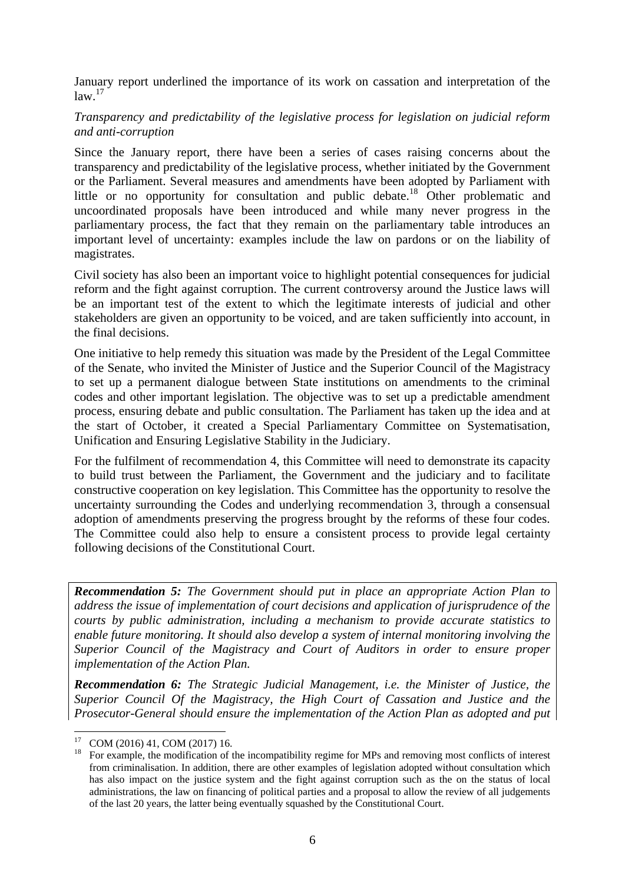January report underlined the importance of its work on cassation and interpretation of the law.[17]

*Transparency and predictability of the legislative process for legislation on judicial reform and anti-corruption*

Since the January report, there have been a series of cases raising concerns about the transparency and predictability of the legislative process, whether initiated by the Government or the Parliament. Several measures and amendments have been adopted by Parliament with little or no opportunity for consultation and public debate.[18] Other problematic and uncoordinated proposals have been introduced and while many never progress in the parliamentary process, the fact that they remain on the parliamentary table introduces an important level of uncertainty: examples include the law on pardons or on the liability of magistrates.

Civil society has also been an important voice to highlight potential consequences for judicial reform and the fight against corruption. The current controversy around the Justice laws will be an important test of the extent to which the legitimate interests of judicial and other stakeholders are given an opportunity to be voiced, and are taken sufficiently into account, in the final decisions.

One initiative to help remedy this situation was made by the President of the Legal Committee of the Senate, who invited the Minister of Justice and the Superior Council of the Magistracy to set up a permanent dialogue between State institutions on amendments to the criminal codes and other important legislation. The objective was to set up a predictable amendment process, ensuring debate and public consultation. The Parliament has taken up the idea and at the start of October, it created a Special Parliamentary Committee on Systematisation, Unification and Ensuring Legislative Stability in the Judiciary.

For the fulfilment of recommendation 4, this Committee will need to demonstrate its capacity to build trust between the Parliament, the Government and the judiciary and to facilitate constructive cooperation on key legislation. This Committee has the opportunity to resolve the uncertainty surrounding the Codes and underlying recommendation 3, through a consensual adoption of amendments preserving the progress brought by the reforms of these four codes. The Committee could also help to ensure a consistent process to provide legal certainty following decisions of the Constitutional Court.

***Recommendation 5:*** *The Government should put in place an appropriate Action Plan to address the issue of implementation of court decisions and application of jurisprudence of the courts by public administration, including a mechanism to provide accurate statistics to enable future monitoring. It should also develop a system of internal monitoring involving the Superior Council of the Magistracy and Court of Auditors in order to ensure proper implementation of the Action Plan.*

***Recommendation 6:*** *The Strategic Judicial Management, i.e. the Minister of Justice, the Superior Council Of the Magistracy, the High Court of Cassation and Justice and the Prosecutor-General should ensure the implementation of the Action Plan as adopted and put*

---

[17] COM (2016) 41, COM (2017) 16.

[18] For example, the modification of the incompatibility regime for MPs and removing most conflicts of interest from criminalisation. In addition, there are other examples of legislation adopted without consultation which has also impact on the justice system and the fight against corruption such as the on the status of local administrations, the law on financing of political parties and a proposal to allow the review of all judgements of the last 20 years, the latter being eventually squashed by the Constitutional Court.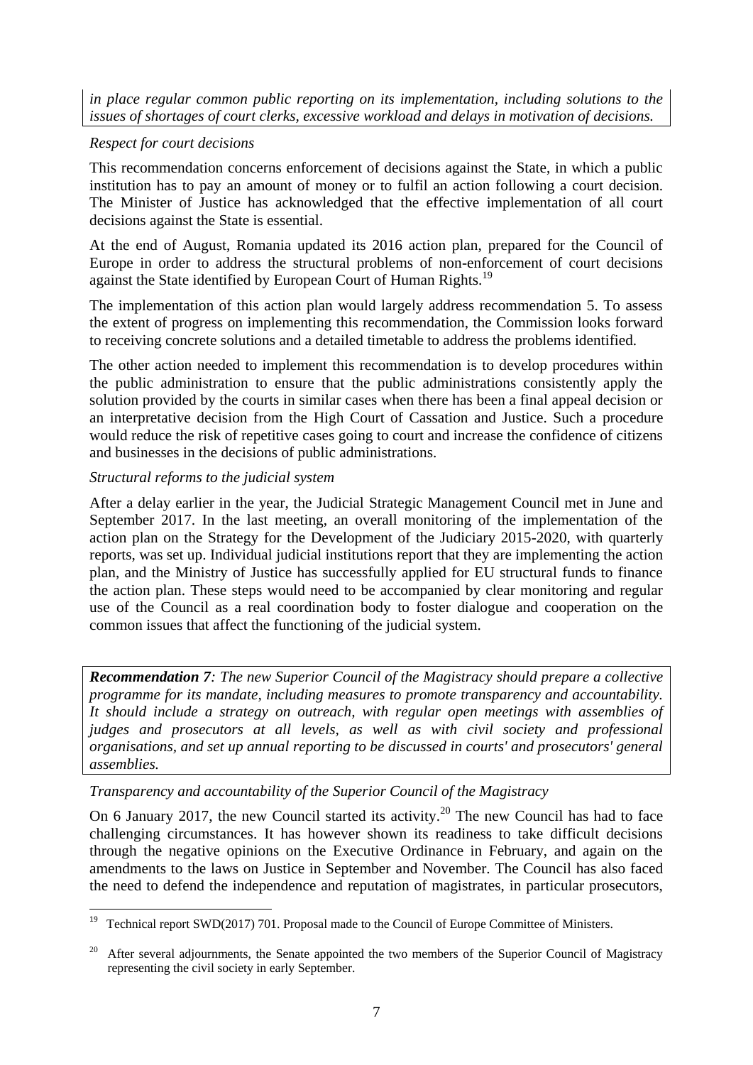*in place regular common public reporting on its implementation, including solutions to the issues of shortages of court clerks, excessive workload and delays in motivation of decisions.*

*Respect for court decisions*

This recommendation concerns enforcement of decisions against the State, in which a public institution has to pay an amount of money or to fulfil an action following a court decision. The Minister of Justice has acknowledged that the effective implementation of all court decisions against the State is essential.

At the end of August, Romania updated its 2016 action plan, prepared for the Council of Europe in order to address the structural problems of non-enforcement of court decisions against the State identified by European Court of Human Rights.[19]

The implementation of this action plan would largely address recommendation 5. To assess the extent of progress on implementing this recommendation, the Commission looks forward to receiving concrete solutions and a detailed timetable to address the problems identified.

The other action needed to implement this recommendation is to develop procedures within the public administration to ensure that the public administrations consistently apply the solution provided by the courts in similar cases when there has been a final appeal decision or an interpretative decision from the High Court of Cassation and Justice. Such a procedure would reduce the risk of repetitive cases going to court and increase the confidence of citizens and businesses in the decisions of public administrations.

*Structural reforms to the judicial system*

After a delay earlier in the year, the Judicial Strategic Management Council met in June and September 2017. In the last meeting, an overall monitoring of the implementation of the action plan on the Strategy for the Development of the Judiciary 2015-2020, with quarterly reports, was set up. Individual judicial institutions report that they are implementing the action plan, and the Ministry of Justice has successfully applied for EU structural funds to finance the action plan. These steps would need to be accompanied by clear monitoring and regular use of the Council as a real coordination body to foster dialogue and cooperation on the common issues that affect the functioning of the judicial system.

***Recommendation 7****: The new Superior Council of the Magistracy should prepare a collective programme for its mandate, including measures to promote transparency and accountability. It should include a strategy on outreach, with regular open meetings with assemblies of judges and prosecutors at all levels, as well as with civil society and professional organisations, and set up annual reporting to be discussed in courts' and prosecutors' general assemblies.*

*Transparency and accountability of the Superior Council of the Magistracy*

On 6 January 2017, the new Council started its activity.[20] The new Council has had to face challenging circumstances. It has however shown its readiness to take difficult decisions through the negative opinions on the Executive Ordinance in February, and again on the amendments to the laws on Justice in September and November. The Council has also faced the need to defend the independence and reputation of magistrates, in particular prosecutors,

---

[19] Technical report SWD(2017) 701. Proposal made to the Council of Europe Committee of Ministers.

[20] After several adjournments, the Senate appointed the two members of the Superior Council of Magistracy representing the civil society in early September.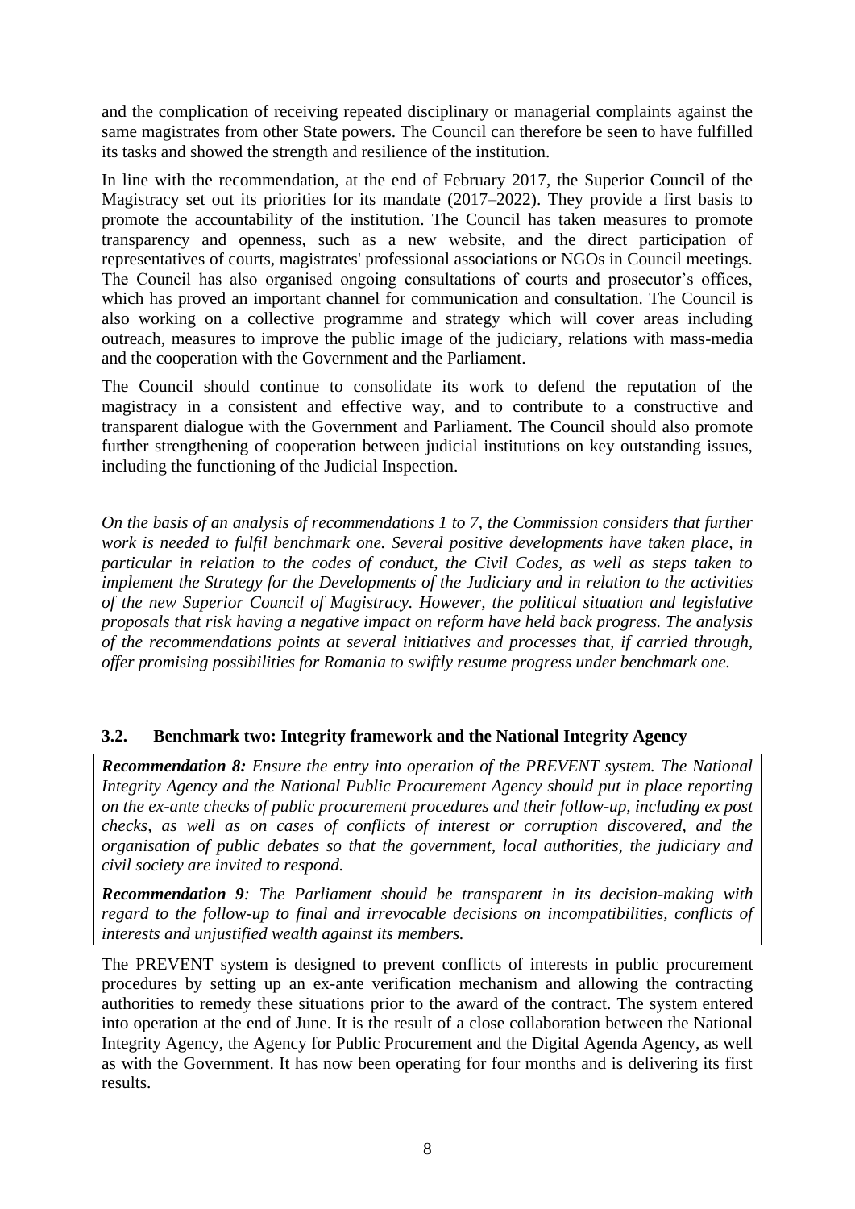and the complication of receiving repeated disciplinary or managerial complaints against the same magistrates from other State powers. The Council can therefore be seen to have fulfilled its tasks and showed the strength and resilience of the institution.

In line with the recommendation, at the end of February 2017, the Superior Council of the Magistracy set out its priorities for its mandate (2017–2022). They provide a first basis to promote the accountability of the institution. The Council has taken measures to promote transparency and openness, such as a new website, and the direct participation of representatives of courts, magistrates' professional associations or NGOs in Council meetings. The Council has also organised ongoing consultations of courts and prosecutor's offices, which has proved an important channel for communication and consultation. The Council is also working on a collective programme and strategy which will cover areas including outreach, measures to improve the public image of the judiciary, relations with mass-media and the cooperation with the Government and the Parliament.

The Council should continue to consolidate its work to defend the reputation of the magistracy in a consistent and effective way, and to contribute to a constructive and transparent dialogue with the Government and Parliament. The Council should also promote further strengthening of cooperation between judicial institutions on key outstanding issues, including the functioning of the Judicial Inspection.

*On the basis of an analysis of recommendations 1 to 7, the Commission considers that further work is needed to fulfil benchmark one. Several positive developments have taken place, in particular in relation to the codes of conduct, the Civil Codes, as well as steps taken to implement the Strategy for the Developments of the Judiciary and in relation to the activities of the new Superior Council of Magistracy. However, the political situation and legislative proposals that risk having a negative impact on reform have held back progress. The analysis of the recommendations points at several initiatives and processes that, if carried through, offer promising possibilities for Romania to swiftly resume progress under benchmark one.*

### 3.2. Benchmark two: Integrity framework and the National Integrity Agency

***Recommendation 8:*** *Ensure the entry into operation of the PREVENT system. The National Integrity Agency and the National Public Procurement Agency should put in place reporting on the ex-ante checks of public procurement procedures and their follow-up, including ex post checks, as well as on cases of conflicts of interest or corruption discovered, and the organisation of public debates so that the government, local authorities, the judiciary and civil society are invited to respond.*

***Recommendation 9****: The Parliament should be transparent in its decision-making with regard to the follow-up to final and irrevocable decisions on incompatibilities, conflicts of interests and unjustified wealth against its members.*

The PREVENT system is designed to prevent conflicts of interests in public procurement procedures by setting up an ex-ante verification mechanism and allowing the contracting authorities to remedy these situations prior to the award of the contract. The system entered into operation at the end of June. It is the result of a close collaboration between the National Integrity Agency, the Agency for Public Procurement and the Digital Agenda Agency, as well as with the Government. It has now been operating for four months and is delivering its first results.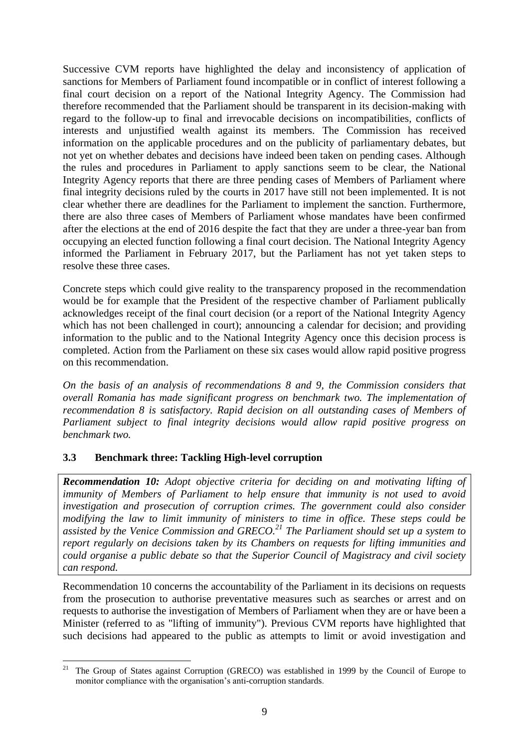Successive CVM reports have highlighted the delay and inconsistency of application of sanctions for Members of Parliament found incompatible or in conflict of interest following a final court decision on a report of the National Integrity Agency. The Commission had therefore recommended that the Parliament should be transparent in its decision-making with regard to the follow-up to final and irrevocable decisions on incompatibilities, conflicts of interests and unjustified wealth against its members. The Commission has received information on the applicable procedures and on the publicity of parliamentary debates, but not yet on whether debates and decisions have indeed been taken on pending cases. Although the rules and procedures in Parliament to apply sanctions seem to be clear, the National Integrity Agency reports that there are three pending cases of Members of Parliament where final integrity decisions ruled by the courts in 2017 have still not been implemented. It is not clear whether there are deadlines for the Parliament to implement the sanction. Furthermore, there are also three cases of Members of Parliament whose mandates have been confirmed after the elections at the end of 2016 despite the fact that they are under a three-year ban from occupying an elected function following a final court decision. The National Integrity Agency informed the Parliament in February 2017, but the Parliament has not yet taken steps to resolve these three cases.

Concrete steps which could give reality to the transparency proposed in the recommendation would be for example that the President of the respective chamber of Parliament publically acknowledges receipt of the final court decision (or a report of the National Integrity Agency which has not been challenged in court); announcing a calendar for decision; and providing information to the public and to the National Integrity Agency once this decision process is completed. Action from the Parliament on these six cases would allow rapid positive progress on this recommendation.

*On the basis of an analysis of recommendations 8 and 9, the Commission considers that overall Romania has made significant progress on benchmark two. The implementation of recommendation 8 is satisfactory. Rapid decision on all outstanding cases of Members of Parliament subject to final integrity decisions would allow rapid positive progress on benchmark two.*

### 3.3 Benchmark three: Tackling High-level corruption

> ***Recommendation 10:*** *Adopt objective criteria for deciding on and motivating lifting of immunity of Members of Parliament to help ensure that immunity is not used to avoid investigation and prosecution of corruption crimes. The government could also consider modifying the law to limit immunity of ministers to time in office. These steps could be assisted by the Venice Commission and GRECO.*[21] *The Parliament should set up a system to report regularly on decisions taken by its Chambers on requests for lifting immunities and could organise a public debate so that the Superior Council of Magistracy and civil society can respond.*

Recommendation 10 concerns the accountability of the Parliament in its decisions on requests from the prosecution to authorise preventative measures such as searches or arrest and on requests to authorise the investigation of Members of Parliament when they are or have been a Minister (referred to as "lifting of immunity"). Previous CVM reports have highlighted that such decisions had appeared to the public as attempts to limit or avoid investigation and

[21] The Group of States against Corruption (GRECO) was established in 1999 by the Council of Europe to monitor compliance with the organisation's anti-corruption standards.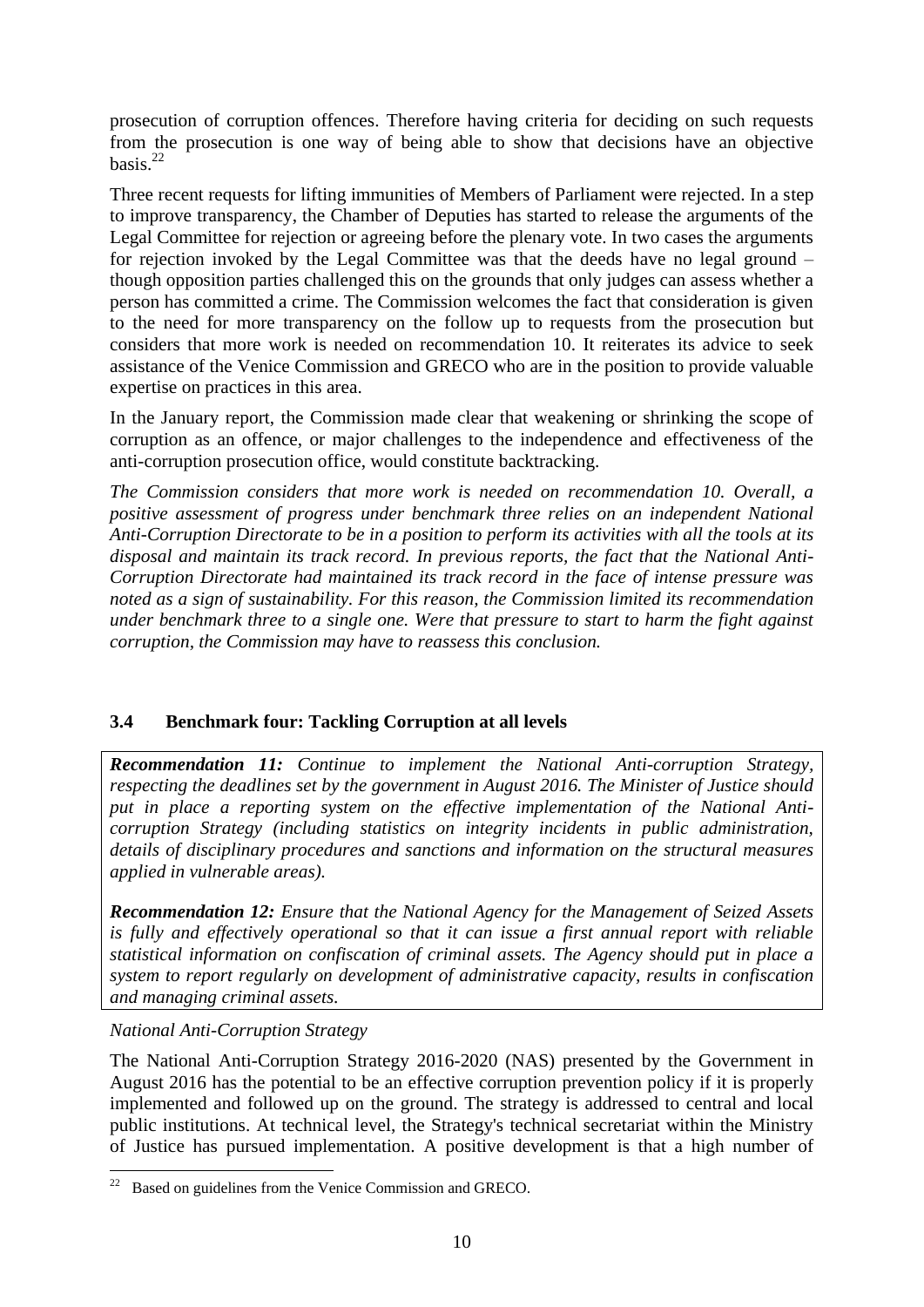prosecution of corruption offences. Therefore having criteria for deciding on such requests from the prosecution is one way of being able to show that decisions have an objective basis.[22]

Three recent requests for lifting immunities of Members of Parliament were rejected. In a step to improve transparency, the Chamber of Deputies has started to release the arguments of the Legal Committee for rejection or agreeing before the plenary vote. In two cases the arguments for rejection invoked by the Legal Committee was that the deeds have no legal ground – though opposition parties challenged this on the grounds that only judges can assess whether a person has committed a crime. The Commission welcomes the fact that consideration is given to the need for more transparency on the follow up to requests from the prosecution but considers that more work is needed on recommendation 10. It reiterates its advice to seek assistance of the Venice Commission and GRECO who are in the position to provide valuable expertise on practices in this area.

In the January report, the Commission made clear that weakening or shrinking the scope of corruption as an offence, or major challenges to the independence and effectiveness of the anti-corruption prosecution office, would constitute backtracking.

*The Commission considers that more work is needed on recommendation 10. Overall, a positive assessment of progress under benchmark three relies on an independent National Anti-Corruption Directorate to be in a position to perform its activities with all the tools at its disposal and maintain its track record. In previous reports, the fact that the National Anti-Corruption Directorate had maintained its track record in the face of intense pressure was noted as a sign of sustainability. For this reason, the Commission limited its recommendation under benchmark three to a single one. Were that pressure to start to harm the fight against corruption, the Commission may have to reassess this conclusion.*

### 3.4 Benchmark four: Tackling Corruption at all levels

***Recommendation 11:*** *Continue to implement the National Anti-corruption Strategy, respecting the deadlines set by the government in August 2016. The Minister of Justice should put in place a reporting system on the effective implementation of the National Anti-corruption Strategy (including statistics on integrity incidents in public administration, details of disciplinary procedures and sanctions and information on the structural measures applied in vulnerable areas).*

***Recommendation 12:*** *Ensure that the National Agency for the Management of Seized Assets is fully and effectively operational so that it can issue a first annual report with reliable statistical information on confiscation of criminal assets. The Agency should put in place a system to report regularly on development of administrative capacity, results in confiscation and managing criminal assets.*

*National Anti-Corruption Strategy*

The National Anti-Corruption Strategy 2016-2020 (NAS) presented by the Government in August 2016 has the potential to be an effective corruption prevention policy if it is properly implemented and followed up on the ground. The strategy is addressed to central and local public institutions. At technical level, the Strategy's technical secretariat within the Ministry of Justice has pursued implementation. A positive development is that a high number of

[22] Based on guidelines from the Venice Commission and GRECO.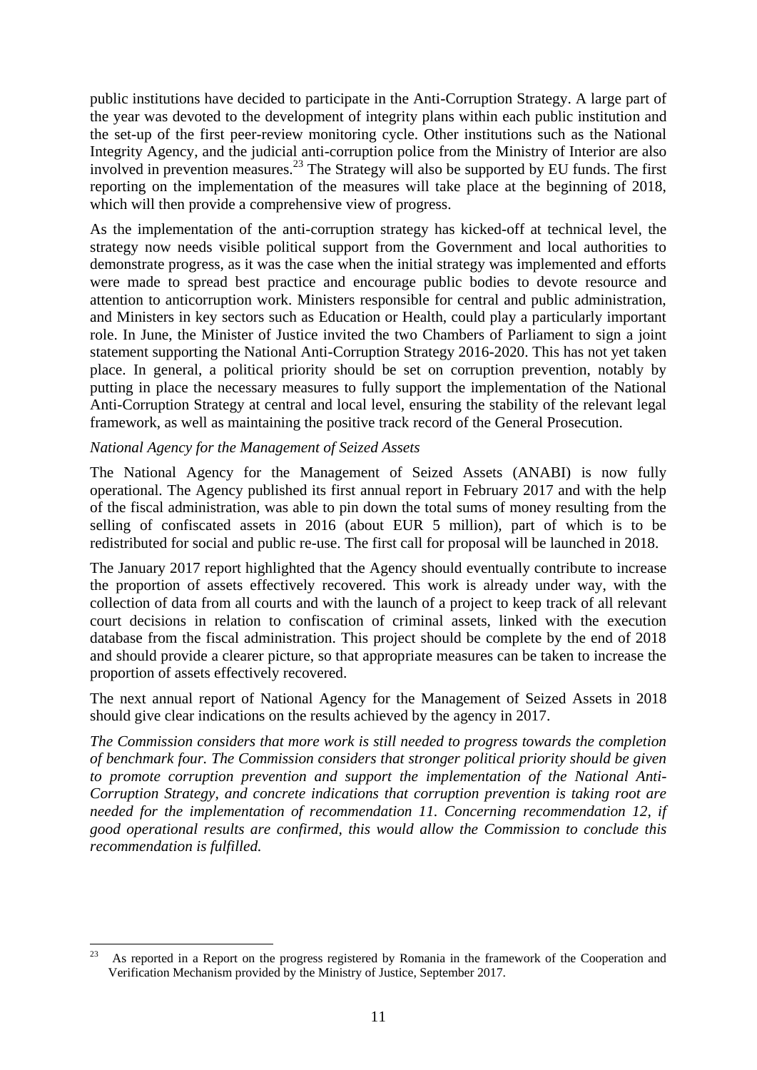public institutions have decided to participate in the Anti-Corruption Strategy. A large part of the year was devoted to the development of integrity plans within each public institution and the set-up of the first peer-review monitoring cycle. Other institutions such as the National Integrity Agency, and the judicial anti-corruption police from the Ministry of Interior are also involved in prevention measures.[23] The Strategy will also be supported by EU funds. The first reporting on the implementation of the measures will take place at the beginning of 2018, which will then provide a comprehensive view of progress.

As the implementation of the anti-corruption strategy has kicked-off at technical level, the strategy now needs visible political support from the Government and local authorities to demonstrate progress, as it was the case when the initial strategy was implemented and efforts were made to spread best practice and encourage public bodies to devote resource and attention to anticorruption work. Ministers responsible for central and public administration, and Ministers in key sectors such as Education or Health, could play a particularly important role. In June, the Minister of Justice invited the two Chambers of Parliament to sign a joint statement supporting the National Anti-Corruption Strategy 2016-2020. This has not yet taken place. In general, a political priority should be set on corruption prevention, notably by putting in place the necessary measures to fully support the implementation of the National Anti-Corruption Strategy at central and local level, ensuring the stability of the relevant legal framework, as well as maintaining the positive track record of the General Prosecution.

*National Agency for the Management of Seized Assets*

The National Agency for the Management of Seized Assets (ANABI) is now fully operational. The Agency published its first annual report in February 2017 and with the help of the fiscal administration, was able to pin down the total sums of money resulting from the selling of confiscated assets in 2016 (about EUR 5 million), part of which is to be redistributed for social and public re-use. The first call for proposal will be launched in 2018.

The January 2017 report highlighted that the Agency should eventually contribute to increase the proportion of assets effectively recovered. This work is already under way, with the collection of data from all courts and with the launch of a project to keep track of all relevant court decisions in relation to confiscation of criminal assets, linked with the execution database from the fiscal administration. This project should be complete by the end of 2018 and should provide a clearer picture, so that appropriate measures can be taken to increase the proportion of assets effectively recovered.

The next annual report of National Agency for the Management of Seized Assets in 2018 should give clear indications on the results achieved by the agency in 2017.

*The Commission considers that more work is still needed to progress towards the completion of benchmark four. The Commission considers that stronger political priority should be given to promote corruption prevention and support the implementation of the National Anti-Corruption Strategy, and concrete indications that corruption prevention is taking root are needed for the implementation of recommendation 11. Concerning recommendation 12, if good operational results are confirmed, this would allow the Commission to conclude this recommendation is fulfilled.*

---

[23] As reported in a Report on the progress registered by Romania in the framework of the Cooperation and Verification Mechanism provided by the Ministry of Justice, September 2017.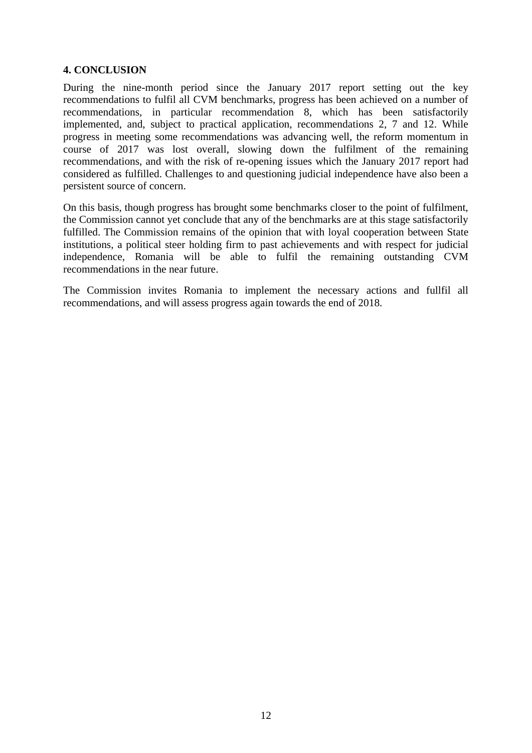## 4. CONCLUSION

During the nine-month period since the January 2017 report setting out the key recommendations to fulfil all CVM benchmarks, progress has been achieved on a number of recommendations, in particular recommendation 8, which has been satisfactorily implemented, and, subject to practical application, recommendations 2, 7 and 12. While progress in meeting some recommendations was advancing well, the reform momentum in course of 2017 was lost overall, slowing down the fulfilment of the remaining recommendations, and with the risk of re-opening issues which the January 2017 report had considered as fulfilled. Challenges to and questioning judicial independence have also been a persistent source of concern.

On this basis, though progress has brought some benchmarks closer to the point of fulfilment, the Commission cannot yet conclude that any of the benchmarks are at this stage satisfactorily fulfilled. The Commission remains of the opinion that with loyal cooperation between State institutions, a political steer holding firm to past achievements and with respect for judicial independence, Romania will be able to fulfil the remaining outstanding CVM recommendations in the near future.

The Commission invites Romania to implement the necessary actions and fullfil all recommendations, and will assess progress again towards the end of 2018.